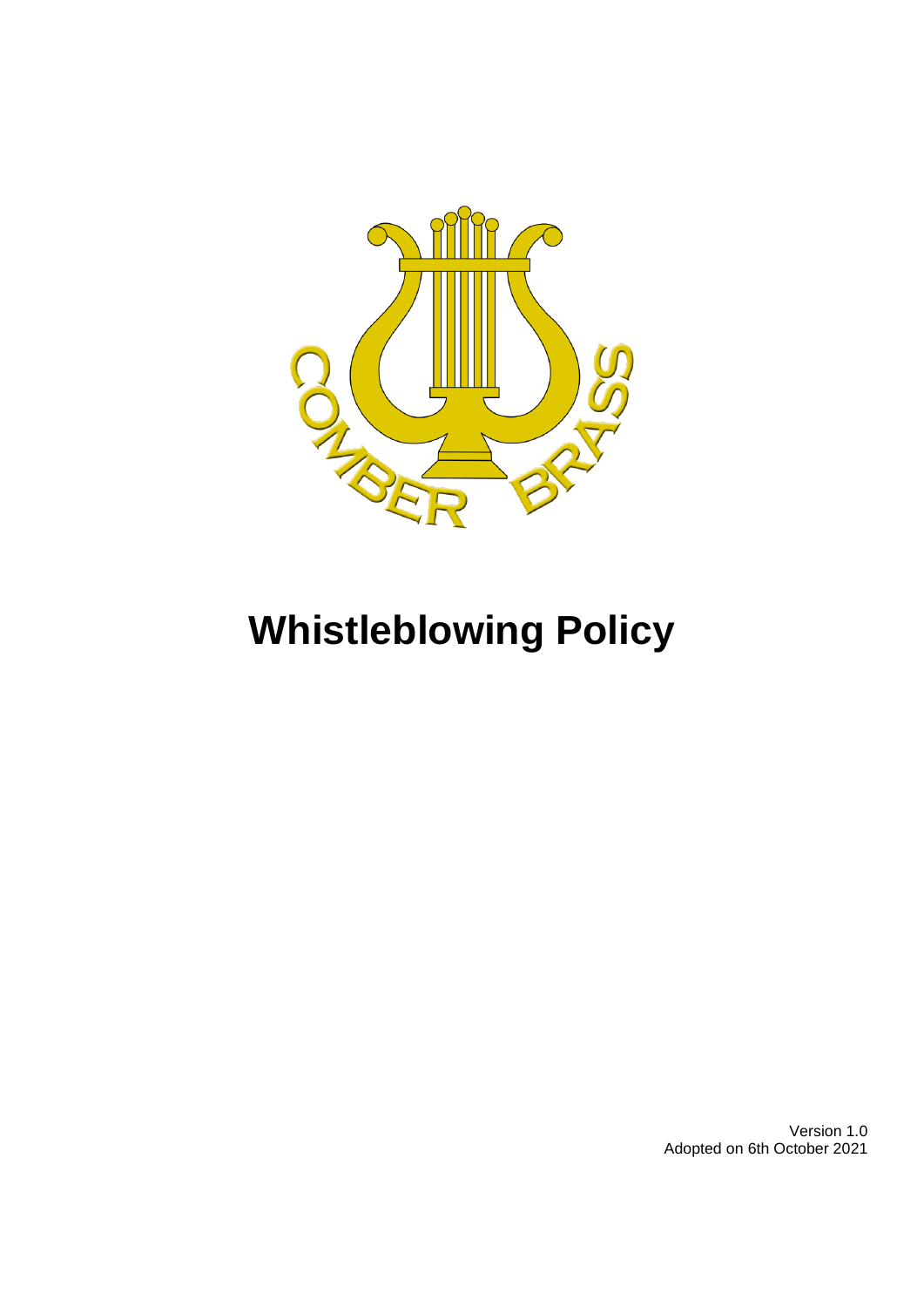# Whistleblowing Policy

Version 1.0
Adopted on 6th October 2021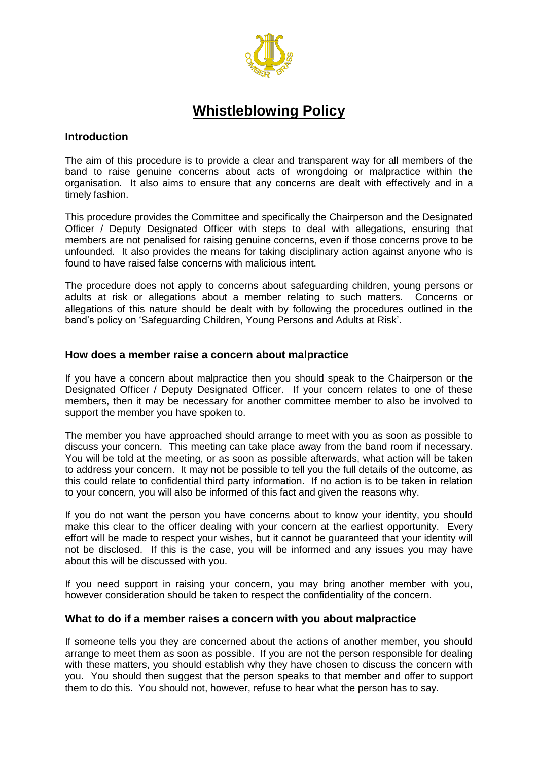# Whistleblowing Policy

## Introduction

The aim of this procedure is to provide a clear and transparent way for all members of the band to raise genuine concerns about acts of wrongdoing or malpractice within the organisation. It also aims to ensure that any concerns are dealt with effectively and in a timely fashion.

This procedure provides the Committee and specifically the Chairperson and the Designated Officer / Deputy Designated Officer with steps to deal with allegations, ensuring that members are not penalised for raising genuine concerns, even if those concerns prove to be unfounded. It also provides the means for taking disciplinary action against anyone who is found to have raised false concerns with malicious intent.

The procedure does not apply to concerns about safeguarding children, young persons or adults at risk or allegations about a member relating to such matters. Concerns or allegations of this nature should be dealt with by following the procedures outlined in the band's policy on 'Safeguarding Children, Young Persons and Adults at Risk'.

## How does a member raise a concern about malpractice

If you have a concern about malpractice then you should speak to the Chairperson or the Designated Officer / Deputy Designated Officer. If your concern relates to one of these members, then it may be necessary for another committee member to also be involved to support the member you have spoken to.

The member you have approached should arrange to meet with you as soon as possible to discuss your concern. This meeting can take place away from the band room if necessary. You will be told at the meeting, or as soon as possible afterwards, what action will be taken to address your concern. It may not be possible to tell you the full details of the outcome, as this could relate to confidential third party information. If no action is to be taken in relation to your concern, you will also be informed of this fact and given the reasons why.

If you do not want the person you have concerns about to know your identity, you should make this clear to the officer dealing with your concern at the earliest opportunity. Every effort will be made to respect your wishes, but it cannot be guaranteed that your identity will not be disclosed. If this is the case, you will be informed and any issues you may have about this will be discussed with you.

If you need support in raising your concern, you may bring another member with you, however consideration should be taken to respect the confidentiality of the concern.

## What to do if a member raises a concern with you about malpractice

If someone tells you they are concerned about the actions of another member, you should arrange to meet them as soon as possible. If you are not the person responsible for dealing with these matters, you should establish why they have chosen to discuss the concern with you. You should then suggest that the person speaks to that member and offer to support them to do this. You should not, however, refuse to hear what the person has to say.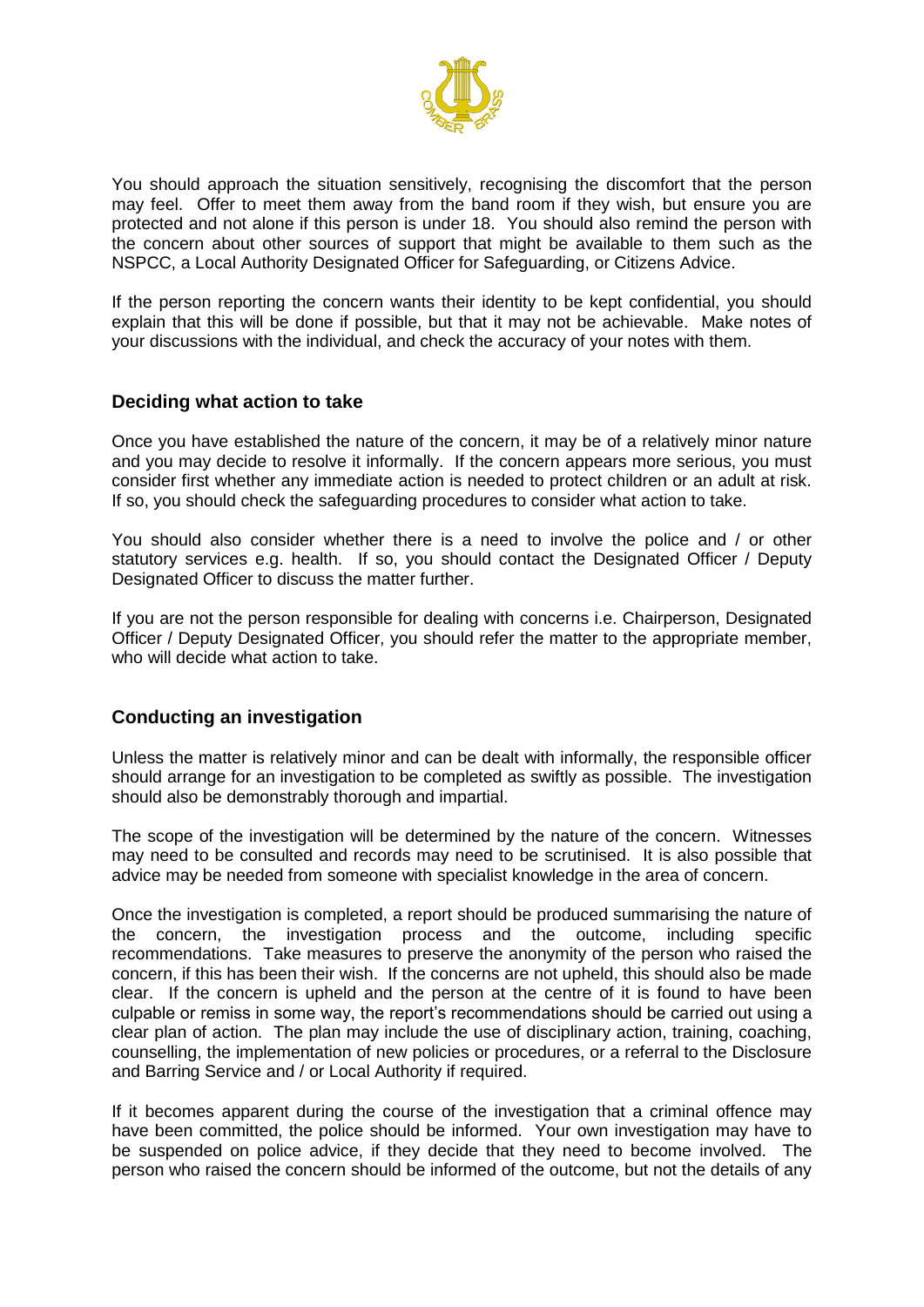You should approach the situation sensitively, recognising the discomfort that the person may feel. Offer to meet them away from the band room if they wish, but ensure you are protected and not alone if this person is under 18. You should also remind the person with the concern about other sources of support that might be available to them such as the NSPCC, a Local Authority Designated Officer for Safeguarding, or Citizens Advice.

If the person reporting the concern wants their identity to be kept confidential, you should explain that this will be done if possible, but that it may not be achievable. Make notes of your discussions with the individual, and check the accuracy of your notes with them.

## Deciding what action to take

Once you have established the nature of the concern, it may be of a relatively minor nature and you may decide to resolve it informally. If the concern appears more serious, you must consider first whether any immediate action is needed to protect children or an adult at risk. If so, you should check the safeguarding procedures to consider what action to take.

You should also consider whether there is a need to involve the police and / or other statutory services e.g. health. If so, you should contact the Designated Officer / Deputy Designated Officer to discuss the matter further.

If you are not the person responsible for dealing with concerns i.e. Chairperson, Designated Officer / Deputy Designated Officer, you should refer the matter to the appropriate member, who will decide what action to take.

## Conducting an investigation

Unless the matter is relatively minor and can be dealt with informally, the responsible officer should arrange for an investigation to be completed as swiftly as possible. The investigation should also be demonstrably thorough and impartial.

The scope of the investigation will be determined by the nature of the concern. Witnesses may need to be consulted and records may need to be scrutinised. It is also possible that advice may be needed from someone with specialist knowledge in the area of concern.

Once the investigation is completed, a report should be produced summarising the nature of the concern, the investigation process and the outcome, including specific recommendations. Take measures to preserve the anonymity of the person who raised the concern, if this has been their wish. If the concerns are not upheld, this should also be made clear. If the concern is upheld and the person at the centre of it is found to have been culpable or remiss in some way, the report's recommendations should be carried out using a clear plan of action. The plan may include the use of disciplinary action, training, coaching, counselling, the implementation of new policies or procedures, or a referral to the Disclosure and Barring Service and / or Local Authority if required.

If it becomes apparent during the course of the investigation that a criminal offence may have been committed, the police should be informed. Your own investigation may have to be suspended on police advice, if they decide that they need to become involved. The person who raised the concern should be informed of the outcome, but not the details of any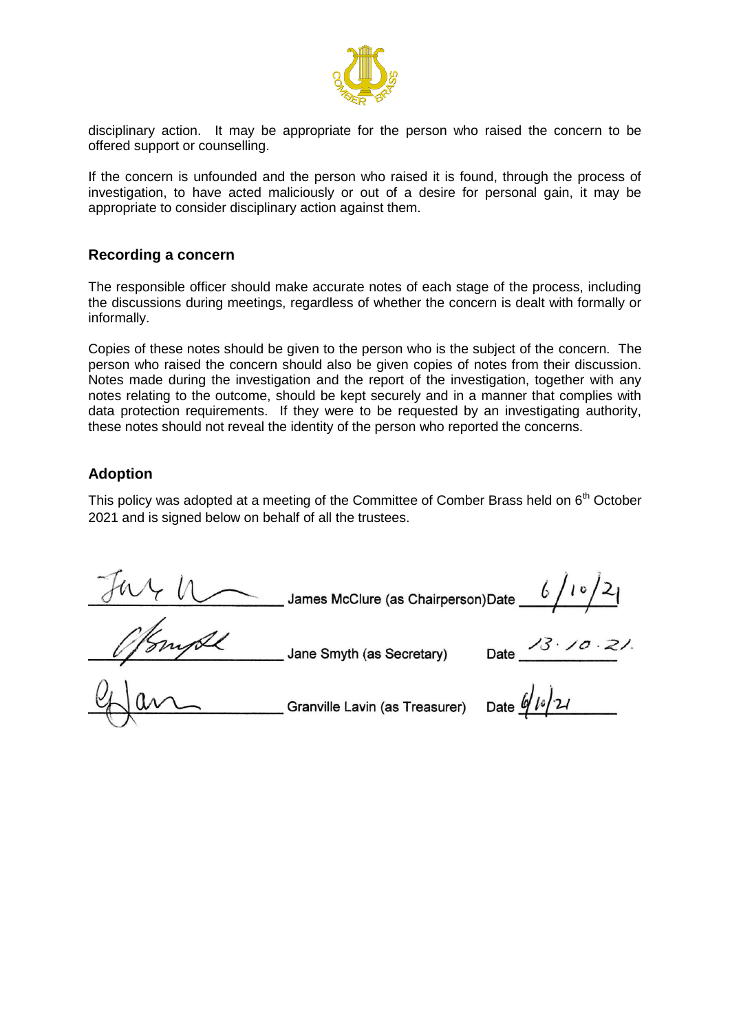disciplinary action. It may be appropriate for the person who raised the concern to be offered support or counselling.

If the concern is unfounded and the person who raised it is found, through the process of investigation, to have acted maliciously or out of a desire for personal gain, it may be appropriate to consider disciplinary action against them.

## Recording a concern

The responsible officer should make accurate notes of each stage of the process, including the discussions during meetings, regardless of whether the concern is dealt with formally or informally.

Copies of these notes should be given to the person who is the subject of the concern. The person who raised the concern should also be given copies of notes from their discussion. Notes made during the investigation and the report of the investigation, together with any notes relating to the outcome, should be kept securely and in a manner that complies with data protection requirements. If they were to be requested by an investigating authority, these notes should not reveal the identity of the person who reported the concerns.

## Adoption

This policy was adopted at a meeting of the Committee of Comber Brass held on 6th October 2021 and is signed below on behalf of all the trustees.

_______________ James McClure (as Chairperson) Date 6/10/21

_______________ Jane Smyth (as Secretary) Date 13.10.21.

_______________ Granville Lavin (as Treasurer) Date 6/10/21